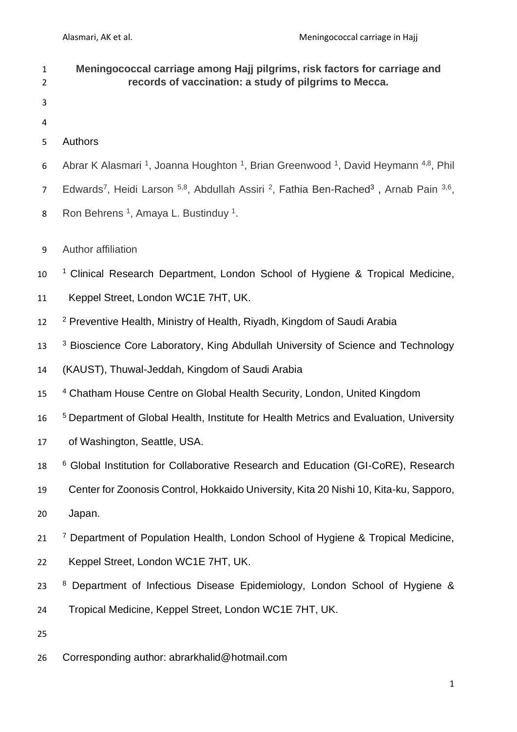# Meningococcal carriage among Hajj pilgrims, risk factors for carriage and records of vaccination: a study of pilgrims to Mecca.

Authors

Abrar K Alasmari [1], Joanna Houghton [1], Brian Greenwood [1], David Heymann [4,8], Phil Edwards[7], Heidi Larson [5,8], Abdullah Assiri [2], Fathia Ben-Rached[3], Arnab Pain [3,6], Ron Behrens [1], Amaya L. Bustinduy [1].

Author affiliation

[1] Clinical Research Department, London School of Hygiene & Tropical Medicine, Keppel Street, London WC1E 7HT, UK.

[2] Preventive Health, Ministry of Health, Riyadh, Kingdom of Saudi Arabia

[3] Bioscience Core Laboratory, King Abdullah University of Science and Technology (KAUST), Thuwal-Jeddah, Kingdom of Saudi Arabia

[4] Chatham House Centre on Global Health Security, London, United Kingdom

[5] Department of Global Health, Institute for Health Metrics and Evaluation, University of Washington, Seattle, USA.

[6] Global Institution for Collaborative Research and Education (GI-CoRE), Research Center for Zoonosis Control, Hokkaido University, Kita 20 Nishi 10, Kita-ku, Sapporo, Japan.

[7] Department of Population Health, London School of Hygiene & Tropical Medicine, Keppel Street, London WC1E 7HT, UK.

[8] Department of Infectious Disease Epidemiology, London School of Hygiene & Tropical Medicine, Keppel Street, London WC1E 7HT, UK.

Corresponding author: abrarkhalid@hotmail.com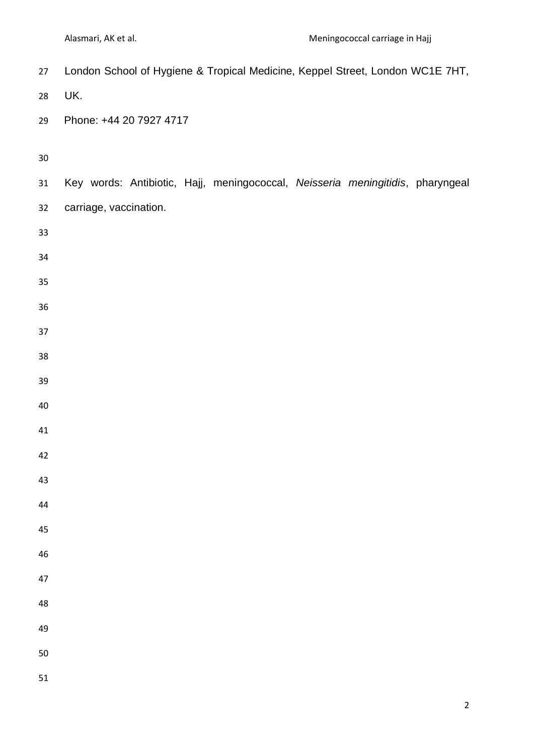London School of Hygiene & Tropical Medicine, Keppel Street, London WC1E 7HT, UK.

Phone: +44 20 7927 4717

Key words: Antibiotic, Hajj, meningococcal, *Neisseria meningitidis*, pharyngeal carriage, vaccination.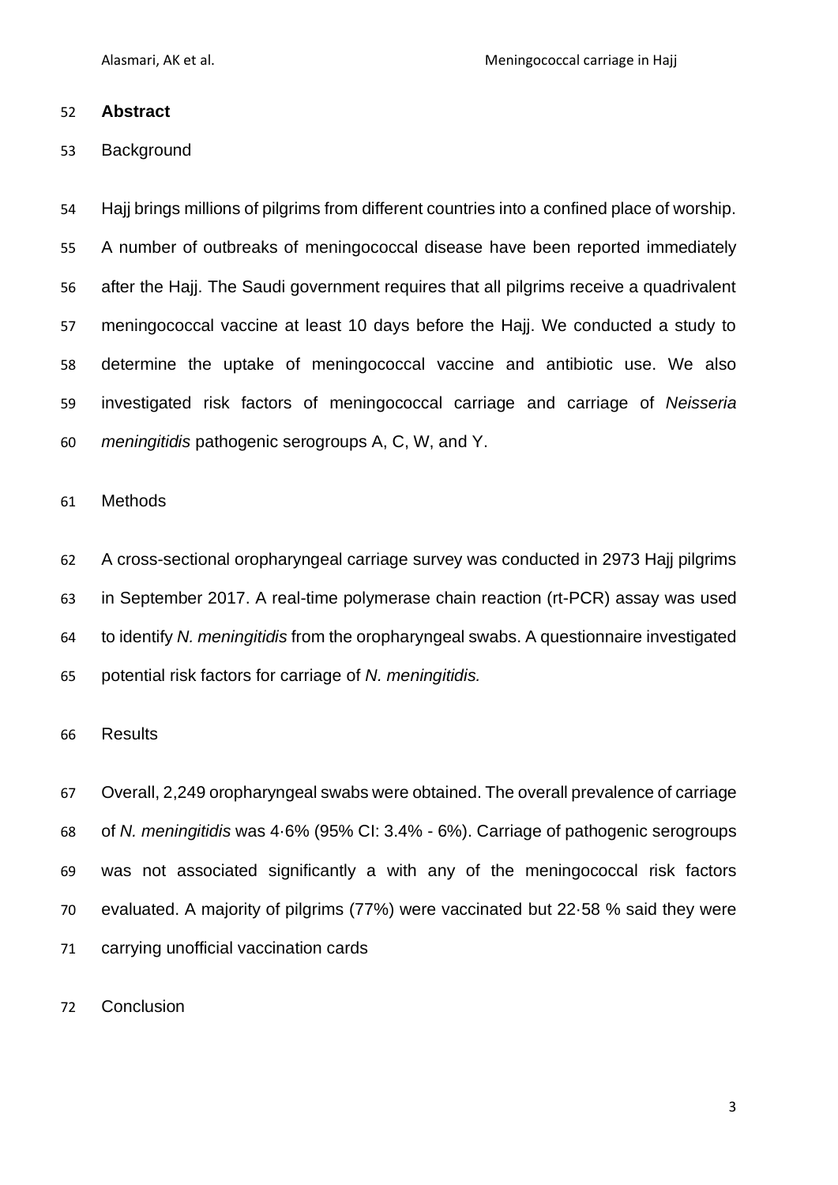**Abstract**

Background

Hajj brings millions of pilgrims from different countries into a confined place of worship. A number of outbreaks of meningococcal disease have been reported immediately after the Hajj. The Saudi government requires that all pilgrims receive a quadrivalent meningococcal vaccine at least 10 days before the Hajj. We conducted a study to determine the uptake of meningococcal vaccine and antibiotic use. We also investigated risk factors of meningococcal carriage and carriage of *Neisseria meningitidis* pathogenic serogroups A, C, W, and Y.

Methods

A cross-sectional oropharyngeal carriage survey was conducted in 2973 Hajj pilgrims in September 2017. A real-time polymerase chain reaction (rt-PCR) assay was used to identify *N. meningitidis* from the oropharyngeal swabs. A questionnaire investigated potential risk factors for carriage of *N. meningitidis.*

Results

Overall, 2,249 oropharyngeal swabs were obtained. The overall prevalence of carriage of *N. meningitidis* was 4·6% (95% CI: 3.4% - 6%). Carriage of pathogenic serogroups was not associated significantly a with any of the meningococcal risk factors evaluated. A majority of pilgrims (77%) were vaccinated but 22·58 % said they were carrying unofficial vaccination cards

Conclusion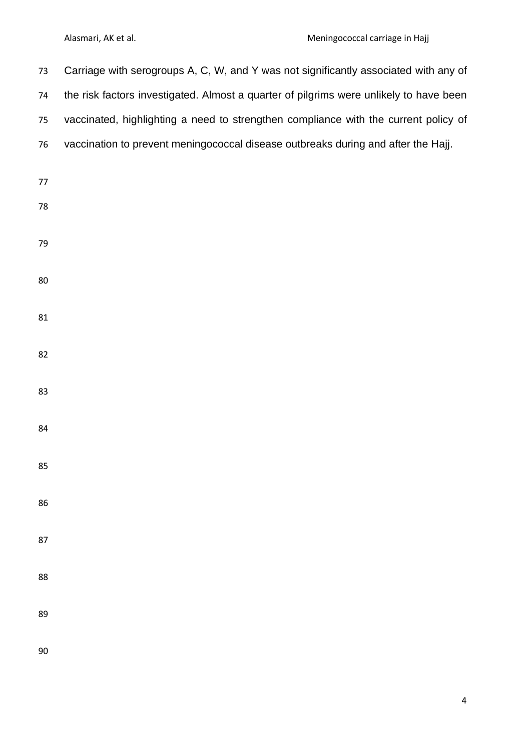Carriage with serogroups A, C, W, and Y was not significantly associated with any of the risk factors investigated. Almost a quarter of pilgrims were unlikely to have been vaccinated, highlighting a need to strengthen compliance with the current policy of vaccination to prevent meningococcal disease outbreaks during and after the Hajj.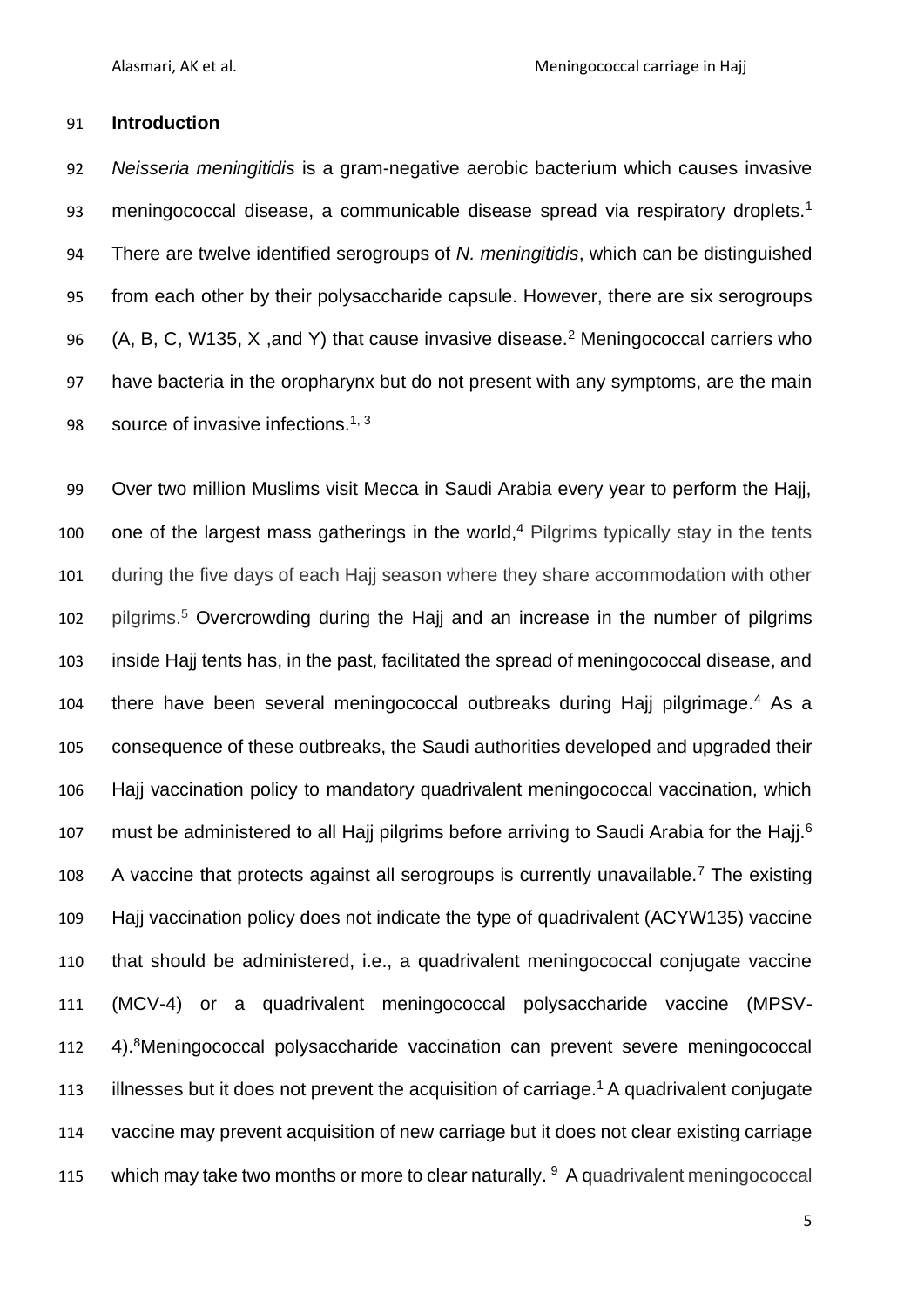## Introduction

*Neisseria meningitidis* is a gram-negative aerobic bacterium which causes invasive meningococcal disease, a communicable disease spread via respiratory droplets.[1] There are twelve identified serogroups of *N. meningitidis*, which can be distinguished from each other by their polysaccharide capsule. However, there are six serogroups (A, B, C, W135, X ,and Y) that cause invasive disease.[2] Meningococcal carriers who have bacteria in the oropharynx but do not present with any symptoms, are the main source of invasive infections.[1, 3]

Over two million Muslims visit Mecca in Saudi Arabia every year to perform the Hajj, one of the largest mass gatherings in the world,[4] Pilgrims typically stay in the tents during the five days of each Hajj season where they share accommodation with other pilgrims.[5] Overcrowding during the Hajj and an increase in the number of pilgrims inside Hajj tents has, in the past, facilitated the spread of meningococcal disease, and there have been several meningococcal outbreaks during Hajj pilgrimage.[4] As a consequence of these outbreaks, the Saudi authorities developed and upgraded their Hajj vaccination policy to mandatory quadrivalent meningococcal vaccination, which must be administered to all Hajj pilgrims before arriving to Saudi Arabia for the Hajj.[6] A vaccine that protects against all serogroups is currently unavailable.[7] The existing Hajj vaccination policy does not indicate the type of quadrivalent (ACYW135) vaccine that should be administered, i.e., a quadrivalent meningococcal conjugate vaccine (MCV-4) or a quadrivalent meningococcal polysaccharide vaccine (MPSV-4).[8]Meningococcal polysaccharide vaccination can prevent severe meningococcal illnesses but it does not prevent the acquisition of carriage.[1] A quadrivalent conjugate vaccine may prevent acquisition of new carriage but it does not clear existing carriage which may take two months or more to clear naturally. [9] A quadrivalent meningococcal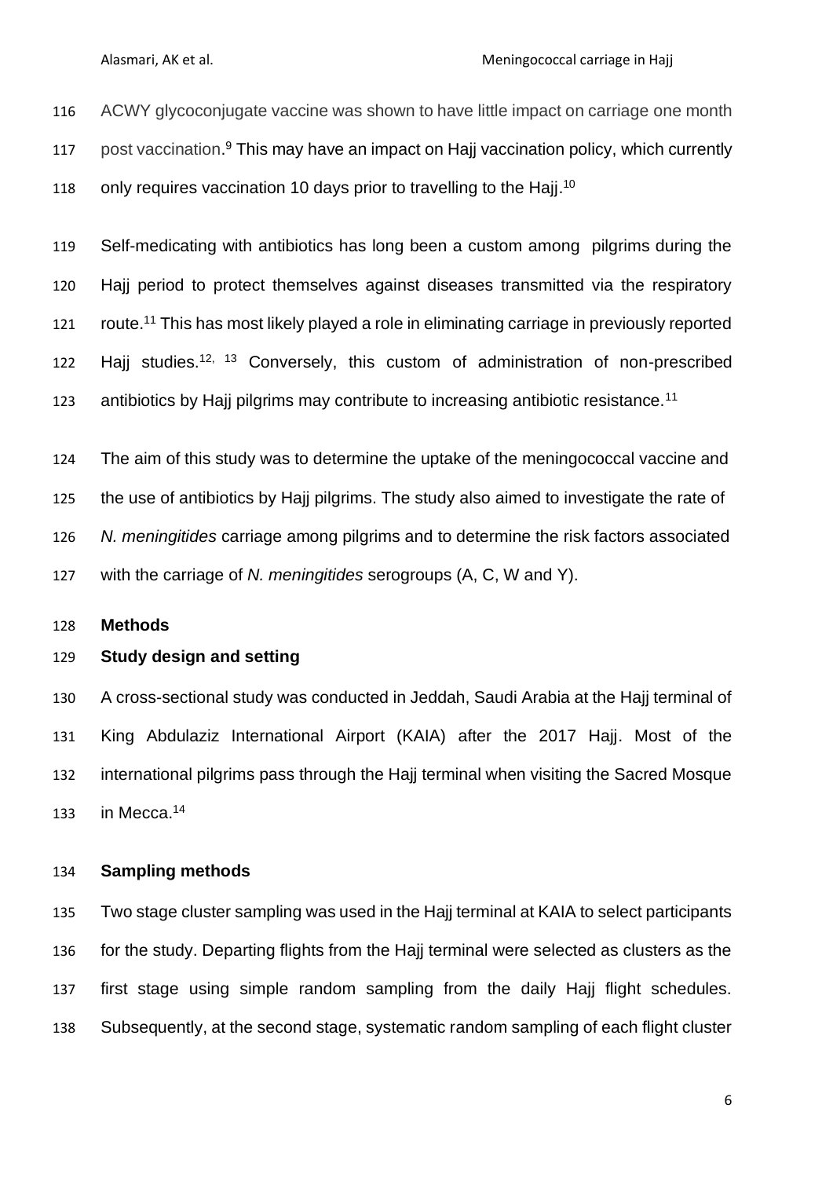ACWY glycoconjugate vaccine was shown to have little impact on carriage one month post vaccination.[9] This may have an impact on Hajj vaccination policy, which currently only requires vaccination 10 days prior to travelling to the Hajj.[10]

Self-medicating with antibiotics has long been a custom among pilgrims during the Hajj period to protect themselves against diseases transmitted via the respiratory route.[11] This has most likely played a role in eliminating carriage in previously reported Hajj studies.[12, 13] Conversely, this custom of administration of non-prescribed antibiotics by Hajj pilgrims may contribute to increasing antibiotic resistance.[11]

The aim of this study was to determine the uptake of the meningococcal vaccine and the use of antibiotics by Hajj pilgrims. The study also aimed to investigate the rate of *N. meningitides* carriage among pilgrims and to determine the risk factors associated with the carriage of *N. meningitides* serogroups (A, C, W and Y).

## Methods

### Study design and setting

A cross-sectional study was conducted in Jeddah, Saudi Arabia at the Hajj terminal of King Abdulaziz International Airport (KAIA) after the 2017 Hajj. Most of the international pilgrims pass through the Hajj terminal when visiting the Sacred Mosque in Mecca.[14]

### Sampling methods

Two stage cluster sampling was used in the Hajj terminal at KAIA to select participants for the study. Departing flights from the Hajj terminal were selected as clusters as the first stage using simple random sampling from the daily Hajj flight schedules. Subsequently, at the second stage, systematic random sampling of each flight cluster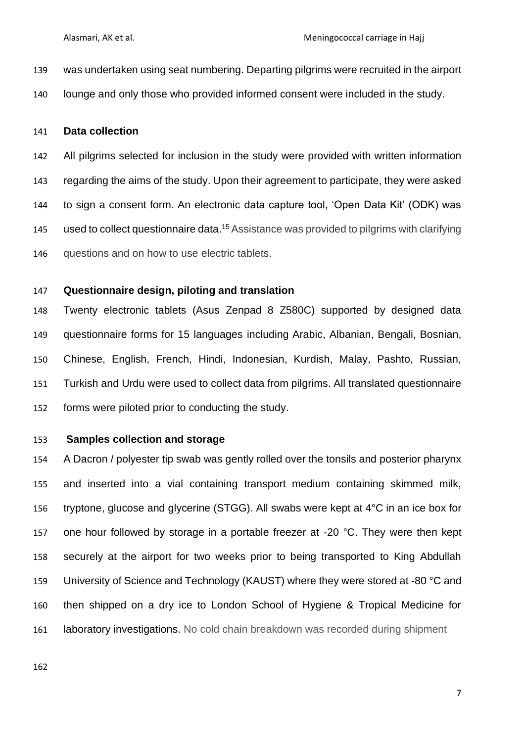was undertaken using seat numbering. Departing pilgrims were recruited in the airport lounge and only those who provided informed consent were included in the study.

**Data collection**

All pilgrims selected for inclusion in the study were provided with written information regarding the aims of the study. Upon their agreement to participate, they were asked to sign a consent form. An electronic data capture tool, 'Open Data Kit' (ODK) was used to collect questionnaire data.[15] Assistance was provided to pilgrims with clarifying questions and on how to use electric tablets.

**Questionnaire design, piloting and translation**

Twenty electronic tablets (Asus Zenpad 8 Z580C) supported by designed data questionnaire forms for 15 languages including Arabic, Albanian, Bengali, Bosnian, Chinese, English, French, Hindi, Indonesian, Kurdish, Malay, Pashto, Russian, Turkish and Urdu were used to collect data from pilgrims. All translated questionnaire forms were piloted prior to conducting the study.

**Samples collection and storage**

A Dacron / polyester tip swab was gently rolled over the tonsils and posterior pharynx and inserted into a vial containing transport medium containing skimmed milk, tryptone, glucose and glycerine (STGG). All swabs were kept at 4°C in an ice box for one hour followed by storage in a portable freezer at -20 °C. They were then kept securely at the airport for two weeks prior to being transported to King Abdullah University of Science and Technology (KAUST) where they were stored at -80 °C and then shipped on a dry ice to London School of Hygiene & Tropical Medicine for laboratory investigations. No cold chain breakdown was recorded during shipment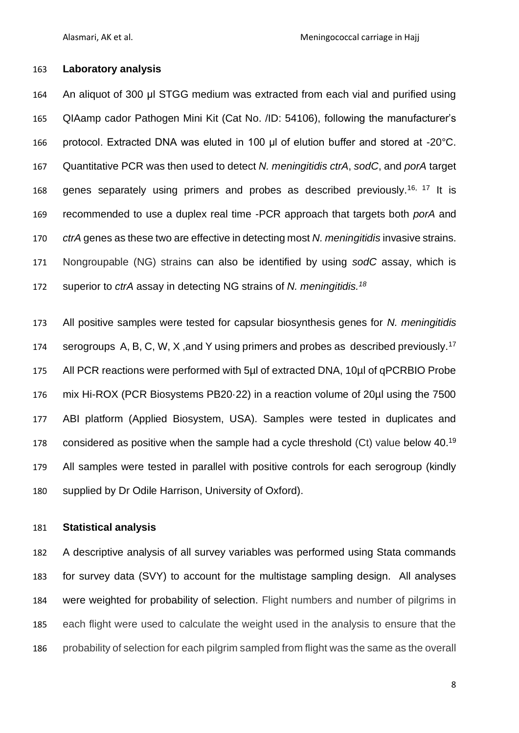### Laboratory analysis

An aliquot of 300 µl STGG medium was extracted from each vial and purified using QIAamp cador Pathogen Mini Kit (Cat No. /ID: 54106), following the manufacturer's protocol. Extracted DNA was eluted in 100 µl of elution buffer and stored at -20°C. Quantitative PCR was then used to detect *N. meningitidis ctrA*, *sodC*, and *porA* target genes separately using primers and probes as described previously.[16, 17] It is recommended to use a duplex real time -PCR approach that targets both *porA* and *ctrA* genes as these two are effective in detecting most *N. meningitidis* invasive strains. Nongroupable (NG) strains can also be identified by using *sodC* assay, which is superior to *ctrA* assay in detecting NG strains of *N. meningitidis.*[18]

All positive samples were tested for capsular biosynthesis genes for *N. meningitidis* serogroups A, B, C, W, X ,and Y using primers and probes as described previously.[17] All PCR reactions were performed with 5µl of extracted DNA, 10µl of qPCRBIO Probe mix Hi-ROX (PCR Biosystems PB20·22) in a reaction volume of 20µl using the 7500 ABI platform (Applied Biosystem, USA). Samples were tested in duplicates and considered as positive when the sample had a cycle threshold (Ct) value below 40.[19] All samples were tested in parallel with positive controls for each serogroup (kindly supplied by Dr Odile Harrison, University of Oxford).

### Statistical analysis

A descriptive analysis of all survey variables was performed using Stata commands for survey data (SVY) to account for the multistage sampling design. All analyses were weighted for probability of selection. Flight numbers and number of pilgrims in each flight were used to calculate the weight used in the analysis to ensure that the probability of selection for each pilgrim sampled from flight was the same as the overall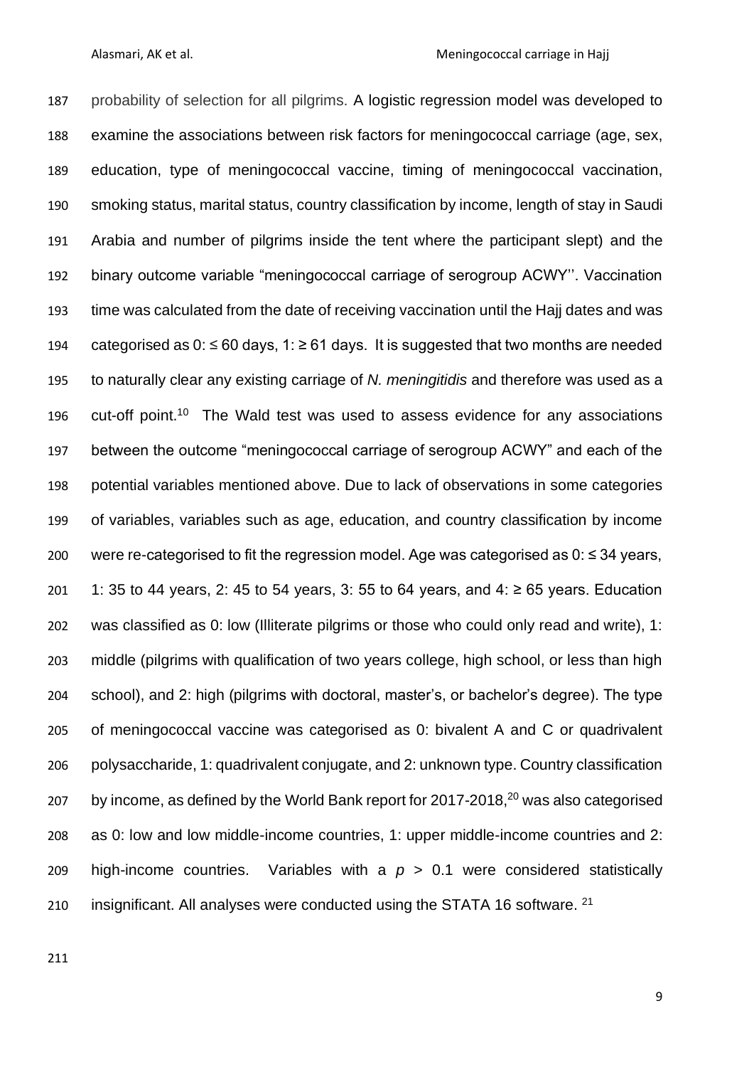probability of selection for all pilgrims. A logistic regression model was developed to examine the associations between risk factors for meningococcal carriage (age, sex, education, type of meningococcal vaccine, timing of meningococcal vaccination, smoking status, marital status, country classification by income, length of stay in Saudi Arabia and number of pilgrims inside the tent where the participant slept) and the binary outcome variable "meningococcal carriage of serogroup ACWY''. Vaccination time was calculated from the date of receiving vaccination until the Hajj dates and was categorised as 0: ≤ 60 days, 1: ≥ 61 days. It is suggested that two months are needed to naturally clear any existing carriage of *N. meningitidis* and therefore was used as a cut-off point.[10] The Wald test was used to assess evidence for any associations between the outcome "meningococcal carriage of serogroup ACWY" and each of the potential variables mentioned above. Due to lack of observations in some categories of variables, variables such as age, education, and country classification by income were re-categorised to fit the regression model. Age was categorised as 0: ≤ 34 years, 1: 35 to 44 years, 2: 45 to 54 years, 3: 55 to 64 years, and 4: ≥ 65 years. Education was classified as 0: low (Illiterate pilgrims or those who could only read and write), 1: middle (pilgrims with qualification of two years college, high school, or less than high school), and 2: high (pilgrims with doctoral, master's, or bachelor's degree). The type of meningococcal vaccine was categorised as 0: bivalent A and C or quadrivalent polysaccharide, 1: quadrivalent conjugate, and 2: unknown type. Country classification by income, as defined by the World Bank report for 2017-2018,[20] was also categorised as 0: low and low middle-income countries, 1: upper middle-income countries and 2: high-income countries. Variables with a $p > 0.1$ were considered statistically insignificant. All analyses were conducted using the STATA 16 software. [21]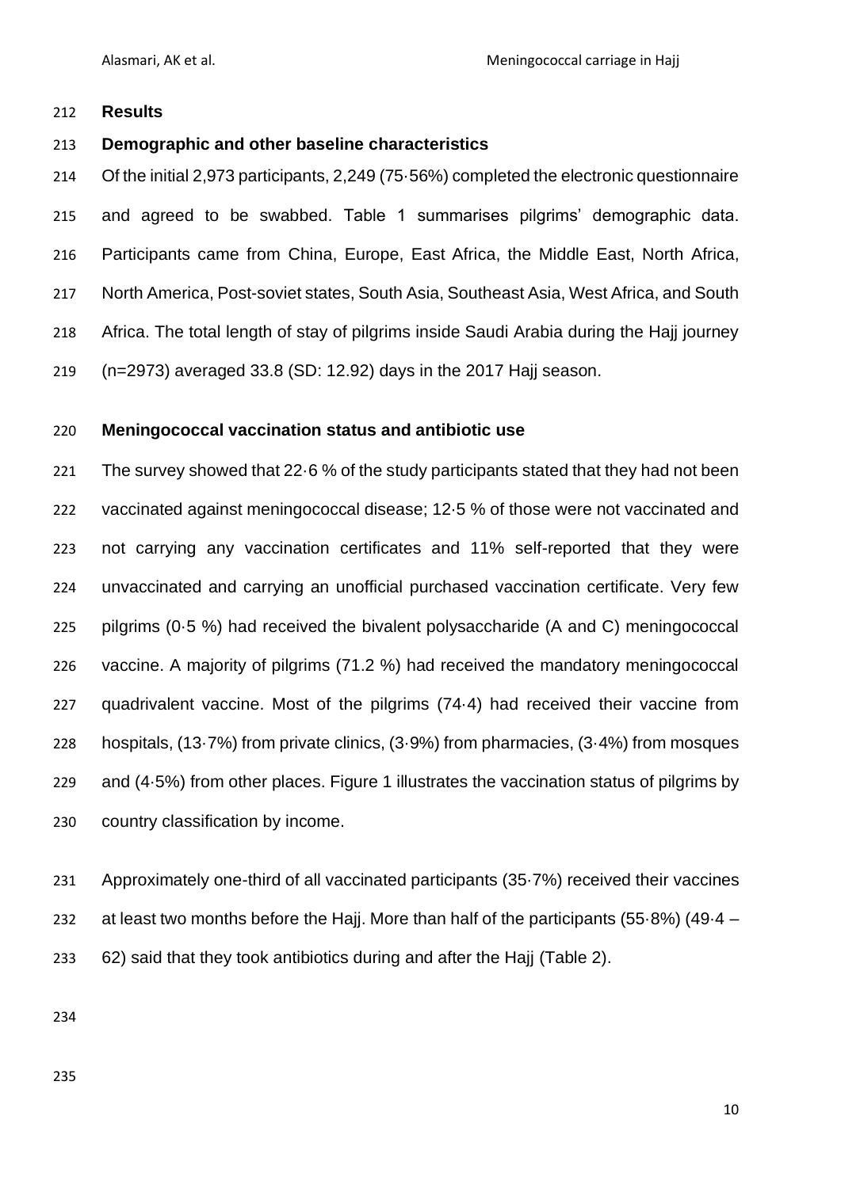## Results

### Demographic and other baseline characteristics

Of the initial 2,973 participants, 2,249 (75·56%) completed the electronic questionnaire and agreed to be swabbed. Table 1 summarises pilgrims' demographic data. Participants came from China, Europe, East Africa, the Middle East, North Africa, North America, Post-soviet states, South Asia, Southeast Asia, West Africa, and South Africa. The total length of stay of pilgrims inside Saudi Arabia during the Hajj journey (n=2973) averaged 33.8 (SD: 12.92) days in the 2017 Hajj season.

### Meningococcal vaccination status and antibiotic use

The survey showed that 22·6 % of the study participants stated that they had not been vaccinated against meningococcal disease; 12·5 % of those were not vaccinated and not carrying any vaccination certificates and 11% self-reported that they were unvaccinated and carrying an unofficial purchased vaccination certificate. Very few pilgrims (0·5 %) had received the bivalent polysaccharide (A and C) meningococcal vaccine. A majority of pilgrims (71.2 %) had received the mandatory meningococcal quadrivalent vaccine. Most of the pilgrims (74·4) had received their vaccine from hospitals, (13·7%) from private clinics, (3·9%) from pharmacies, (3·4%) from mosques and (4·5%) from other places. Figure 1 illustrates the vaccination status of pilgrims by country classification by income.

Approximately one-third of all vaccinated participants (35·7%) received their vaccines at least two months before the Hajj. More than half of the participants (55·8%) (49·4 – 62) said that they took antibiotics during and after the Hajj (Table 2).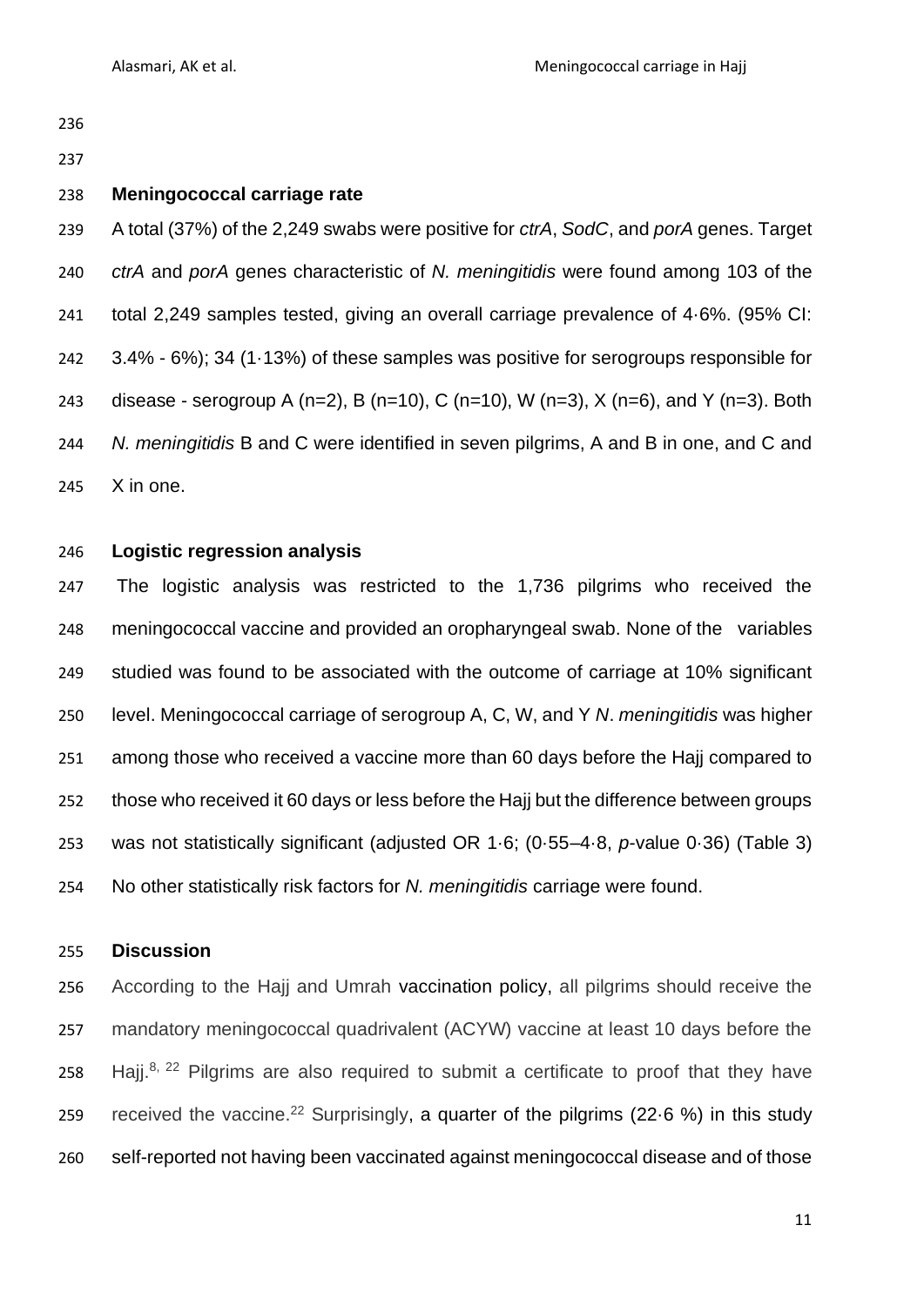## Meningococcal carriage rate

A total (37%) of the 2,249 swabs were positive for *ctrA*, *SodC*, and *porA* genes. Target *ctrA* and *porA* genes characteristic of *N. meningitidis* were found among 103 of the total 2,249 samples tested, giving an overall carriage prevalence of 4·6%. (95% CI: 3.4% - 6%); 34 (1·13%) of these samples was positive for serogroups responsible for disease - serogroup A (n=2), B (n=10), C (n=10), W (n=3), X (n=6), and Y (n=3). Both *N. meningitidis* B and C were identified in seven pilgrims, A and B in one, and C and X in one.

## Logistic regression analysis

The logistic analysis was restricted to the 1,736 pilgrims who received the meningococcal vaccine and provided an oropharyngeal swab. None of the variables studied was found to be associated with the outcome of carriage at 10% significant level. Meningococcal carriage of serogroup A, C, W, and Y *N. meningitidis* was higher among those who received a vaccine more than 60 days before the Hajj compared to those who received it 60 days or less before the Hajj but the difference between groups was not statistically significant (adjusted OR 1·6; (0·55–4·8, *p*-value 0·36) (Table 3) No other statistically risk factors for *N. meningitidis* carriage were found.

## Discussion

According to the Hajj and Umrah vaccination policy, all pilgrims should receive the mandatory meningococcal quadrivalent (ACYW) vaccine at least 10 days before the Hajj.[8, 22] Pilgrims are also required to submit a certificate to proof that they have received the vaccine.[22] Surprisingly, a quarter of the pilgrims (22·6 %) in this study self-reported not having been vaccinated against meningococcal disease and of those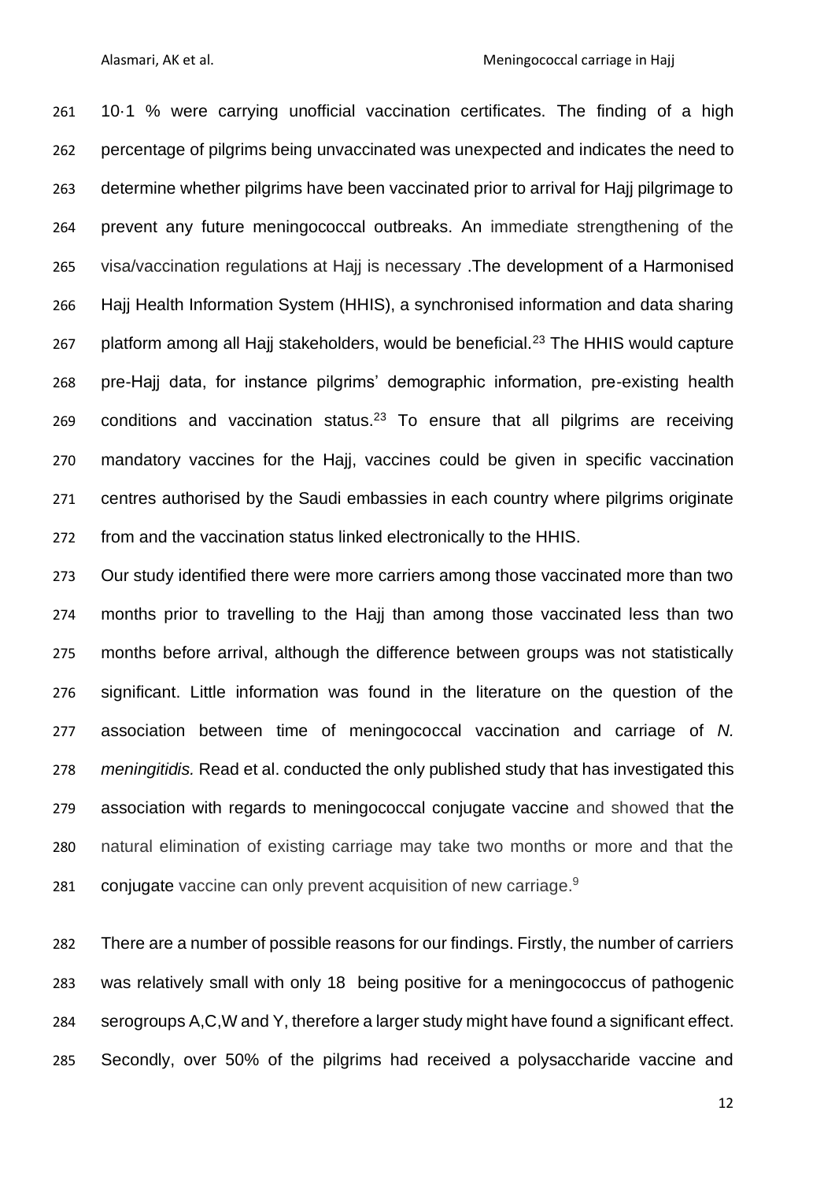10·1 % were carrying unofficial vaccination certificates. The finding of a high percentage of pilgrims being unvaccinated was unexpected and indicates the need to determine whether pilgrims have been vaccinated prior to arrival for Hajj pilgrimage to prevent any future meningococcal outbreaks. An immediate strengthening of the visa/vaccination regulations at Hajj is necessary .The development of a Harmonised Hajj Health Information System (HHIS), a synchronised information and data sharing platform among all Hajj stakeholders, would be beneficial.[23] The HHIS would capture pre-Hajj data, for instance pilgrims' demographic information, pre-existing health conditions and vaccination status.[23] To ensure that all pilgrims are receiving mandatory vaccines for the Hajj, vaccines could be given in specific vaccination centres authorised by the Saudi embassies in each country where pilgrims originate from and the vaccination status linked electronically to the HHIS.

Our study identified there were more carriers among those vaccinated more than two months prior to travelling to the Hajj than among those vaccinated less than two months before arrival, although the difference between groups was not statistically significant. Little information was found in the literature on the question of the association between time of meningococcal vaccination and carriage of *N. meningitidis.* Read et al. conducted the only published study that has investigated this association with regards to meningococcal conjugate vaccine and showed that the natural elimination of existing carriage may take two months or more and that the conjugate vaccine can only prevent acquisition of new carriage.[9]

There are a number of possible reasons for our findings. Firstly, the number of carriers was relatively small with only 18 being positive for a meningococcus of pathogenic serogroups A,C,W and Y, therefore a larger study might have found a significant effect. Secondly, over 50% of the pilgrims had received a polysaccharide vaccine and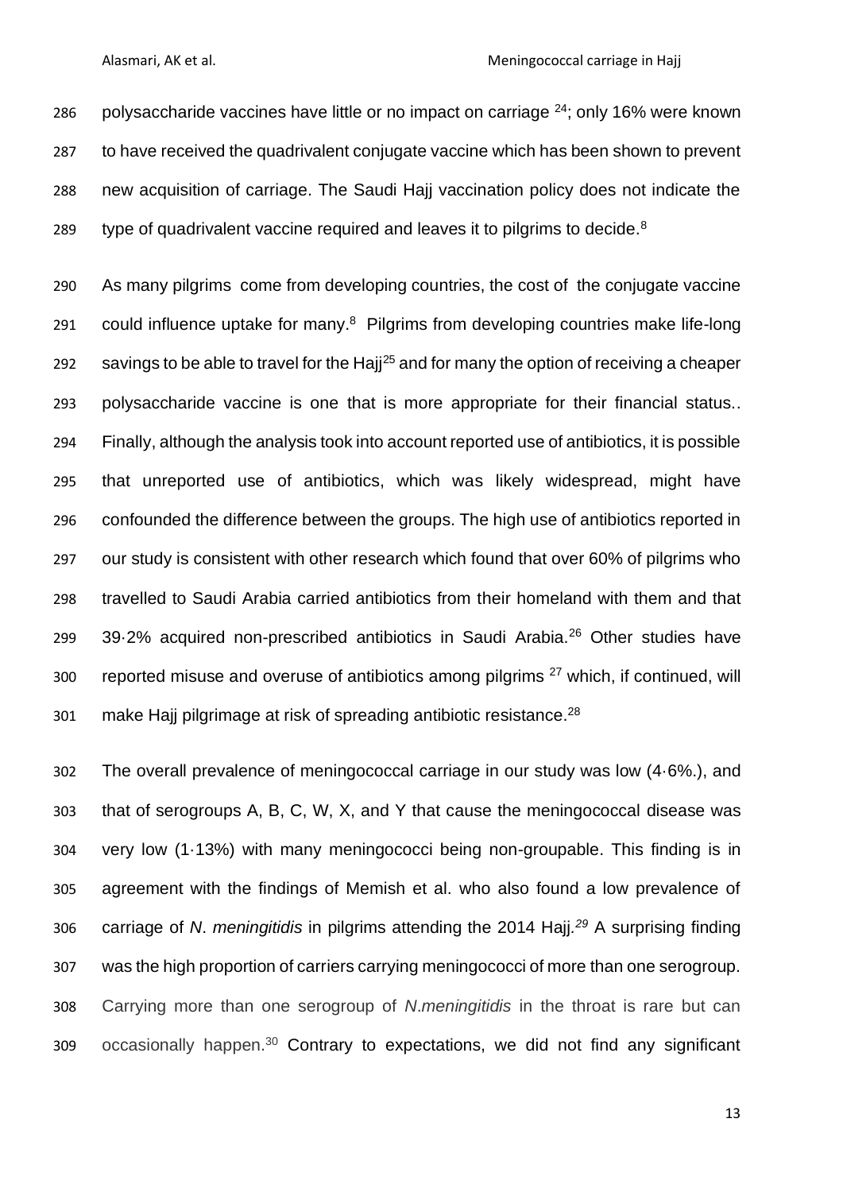polysaccharide vaccines have little or no impact on carriage [24]; only 16% were known to have received the quadrivalent conjugate vaccine which has been shown to prevent new acquisition of carriage. The Saudi Hajj vaccination policy does not indicate the type of quadrivalent vaccine required and leaves it to pilgrims to decide.[8]

As many pilgrims come from developing countries, the cost of the conjugate vaccine could influence uptake for many.[8] Pilgrims from developing countries make life-long savings to be able to travel for the Hajj[25] and for many the option of receiving a cheaper polysaccharide vaccine is one that is more appropriate for their financial status.. Finally, although the analysis took into account reported use of antibiotics, it is possible that unreported use of antibiotics, which was likely widespread, might have confounded the difference between the groups. The high use of antibiotics reported in our study is consistent with other research which found that over 60% of pilgrims who travelled to Saudi Arabia carried antibiotics from their homeland with them and that 39·2% acquired non-prescribed antibiotics in Saudi Arabia.[26] Other studies have reported misuse and overuse of antibiotics among pilgrims [27] which, if continued, will make Hajj pilgrimage at risk of spreading antibiotic resistance.[28]

The overall prevalence of meningococcal carriage in our study was low (4·6%.), and that of serogroups A, B, C, W, X, and Y that cause the meningococcal disease was very low (1·13%) with many meningococci being non-groupable. This finding is in agreement with the findings of Memish et al. who also found a low prevalence of carriage of *N*. *meningitidis* in pilgrims attending the 2014 Hajj.[29] A surprising finding was the high proportion of carriers carrying meningococci of more than one serogroup. Carrying more than one serogroup of *N.meningitidis* in the throat is rare but can occasionally happen.[30] Contrary to expectations, we did not find any significant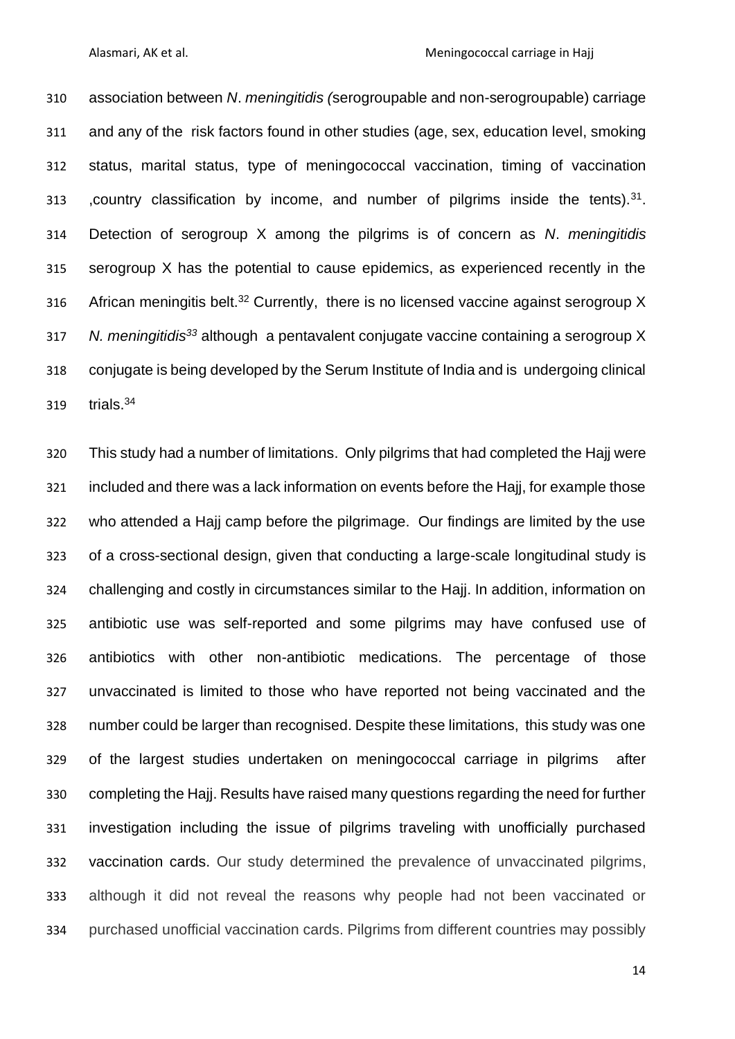association between *N*. *meningitidis (*serogroupable and non-serogroupable) carriage and any of the risk factors found in other studies (age, sex, education level, smoking status, marital status, type of meningococcal vaccination, timing of vaccination ,country classification by income, and number of pilgrims inside the tents).[31]. Detection of serogroup X among the pilgrims is of concern as *N*. *meningitidis* serogroup X has the potential to cause epidemics, as experienced recently in the African meningitis belt.[32] Currently, there is no licensed vaccine against serogroup X *N. meningitidis*[33] although a pentavalent conjugate vaccine containing a serogroup X conjugate is being developed by the Serum Institute of India and is undergoing clinical trials.[34]

This study had a number of limitations. Only pilgrims that had completed the Hajj were included and there was a lack information on events before the Hajj, for example those who attended a Hajj camp before the pilgrimage. Our findings are limited by the use of a cross-sectional design, given that conducting a large-scale longitudinal study is challenging and costly in circumstances similar to the Hajj. In addition, information on antibiotic use was self-reported and some pilgrims may have confused use of antibiotics with other non-antibiotic medications. The percentage of those unvaccinated is limited to those who have reported not being vaccinated and the number could be larger than recognised. Despite these limitations, this study was one of the largest studies undertaken on meningococcal carriage in pilgrims after completing the Hajj. Results have raised many questions regarding the need for further investigation including the issue of pilgrims traveling with unofficially purchased vaccination cards. Our study determined the prevalence of unvaccinated pilgrims, although it did not reveal the reasons why people had not been vaccinated or purchased unofficial vaccination cards. Pilgrims from different countries may possibly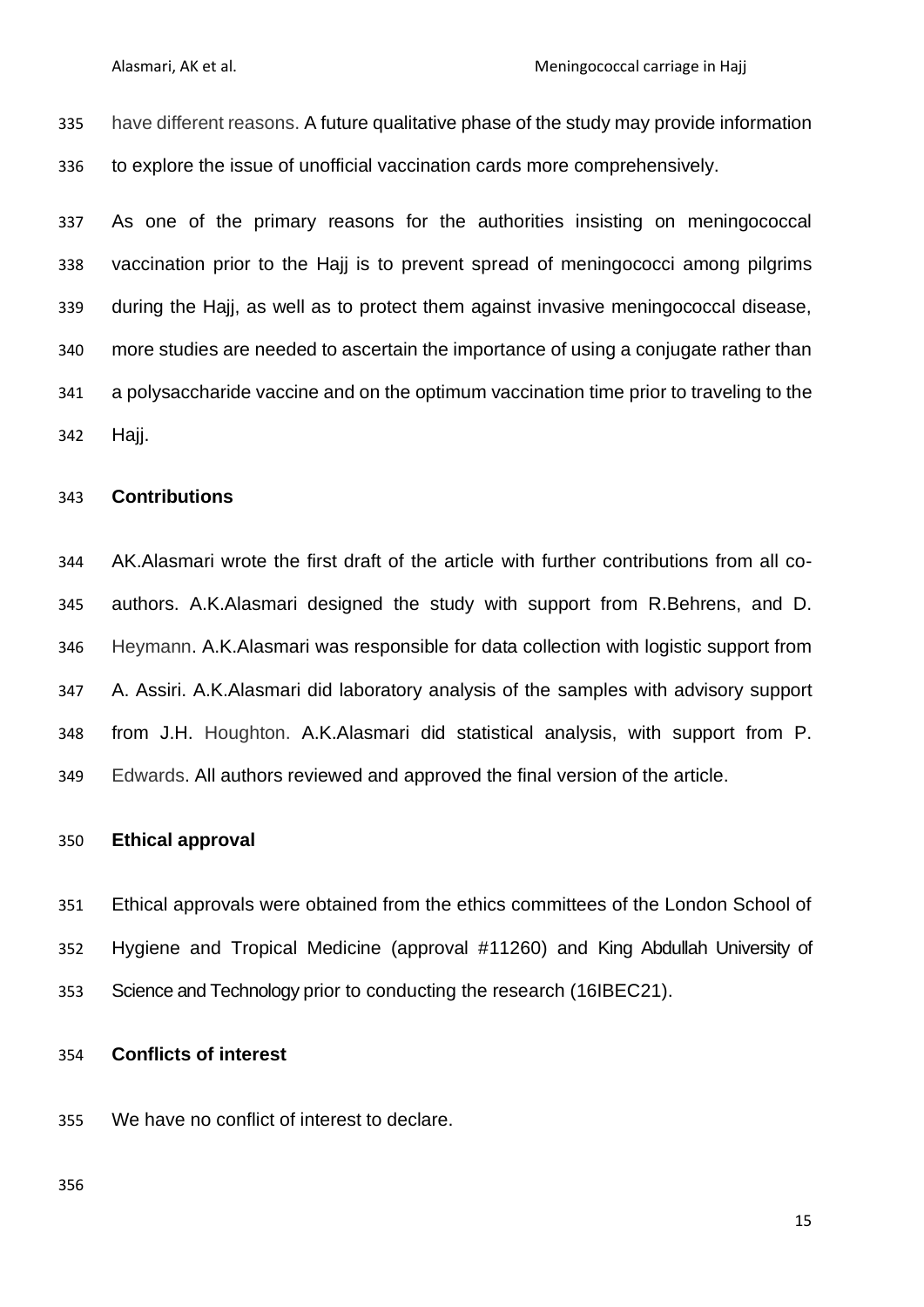have different reasons. A future qualitative phase of the study may provide information to explore the issue of unofficial vaccination cards more comprehensively.

As one of the primary reasons for the authorities insisting on meningococcal vaccination prior to the Hajj is to prevent spread of meningococci among pilgrims during the Hajj, as well as to protect them against invasive meningococcal disease, more studies are needed to ascertain the importance of using a conjugate rather than a polysaccharide vaccine and on the optimum vaccination time prior to traveling to the Hajj.

## Contributions

AK.Alasmari wrote the first draft of the article with further contributions from all co-authors. A.K.Alasmari designed the study with support from R.Behrens, and D. Heymann. A.K.Alasmari was responsible for data collection with logistic support from A. Assiri. A.K.Alasmari did laboratory analysis of the samples with advisory support from J.H. Houghton. A.K.Alasmari did statistical analysis, with support from P. Edwards. All authors reviewed and approved the final version of the article.

## Ethical approval

Ethical approvals were obtained from the ethics committees of the London School of Hygiene and Tropical Medicine (approval #11260) and King Abdullah University of Science and Technology prior to conducting the research (16IBEC21).

## Conflicts of interest

We have no conflict of interest to declare.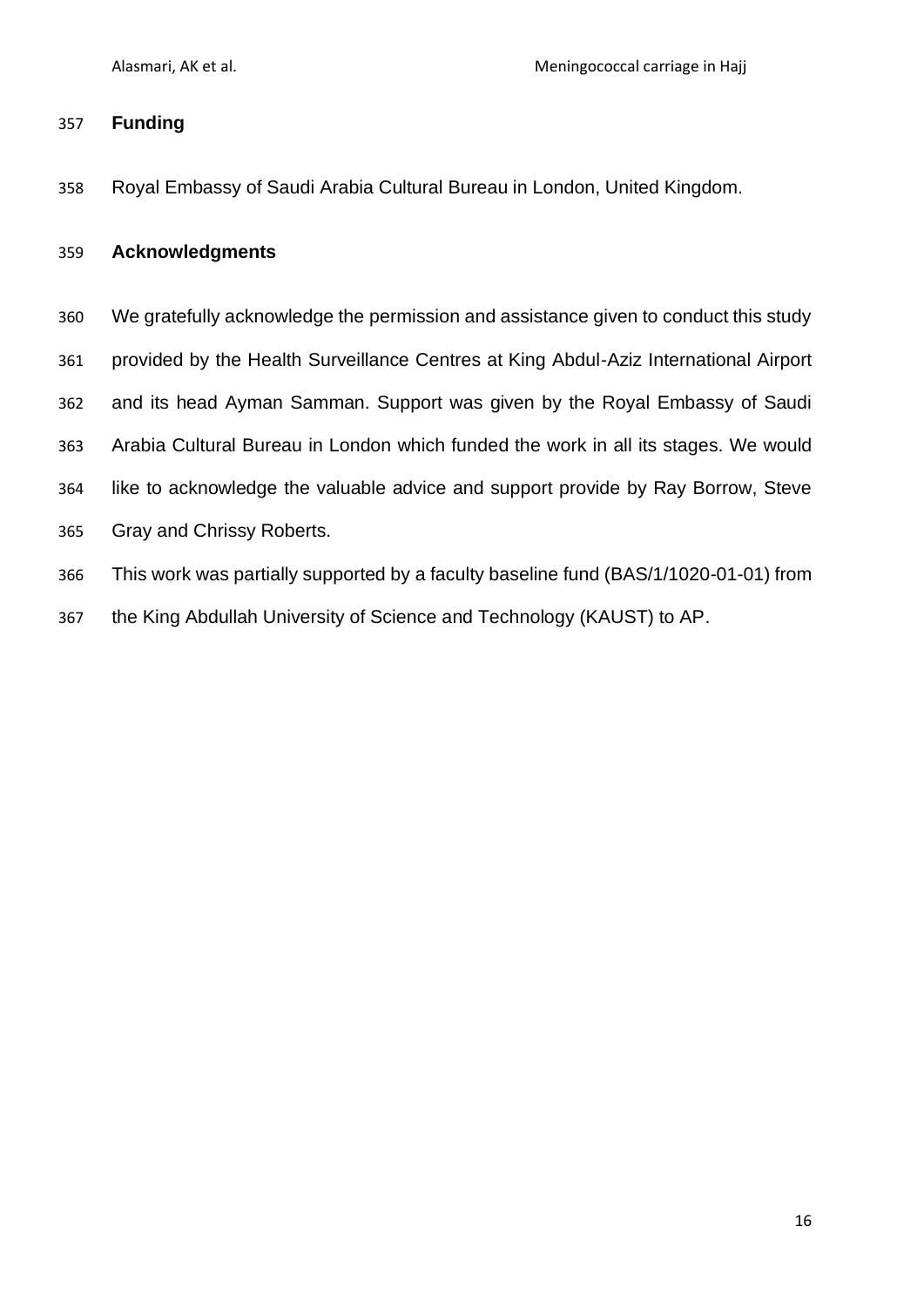## Funding

Royal Embassy of Saudi Arabia Cultural Bureau in London, United Kingdom.

## Acknowledgments

We gratefully acknowledge the permission and assistance given to conduct this study provided by the Health Surveillance Centres at King Abdul-Aziz International Airport and its head Ayman Samman. Support was given by the Royal Embassy of Saudi Arabia Cultural Bureau in London which funded the work in all its stages. We would like to acknowledge the valuable advice and support provide by Ray Borrow, Steve Gray and Chrissy Roberts.

This work was partially supported by a faculty baseline fund (BAS/1/1020-01-01) from the King Abdullah University of Science and Technology (KAUST) to AP.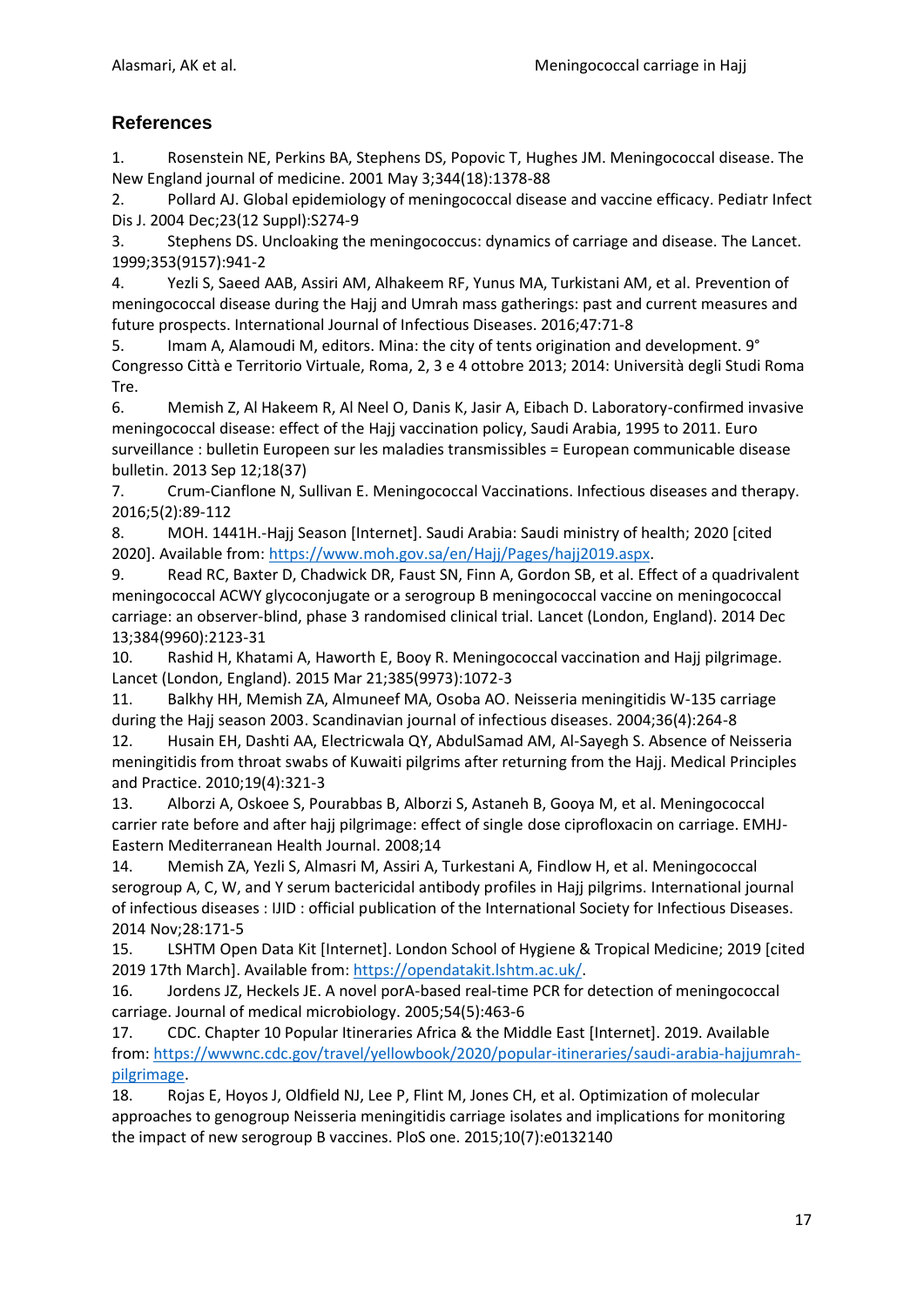## References

1. Rosenstein NE, Perkins BA, Stephens DS, Popovic T, Hughes JM. Meningococcal disease. The New England journal of medicine. 2001 May 3;344(18):1378-88
2. Pollard AJ. Global epidemiology of meningococcal disease and vaccine efficacy. Pediatr Infect Dis J. 2004 Dec;23(12 Suppl):S274-9
3. Stephens DS. Uncloaking the meningococcus: dynamics of carriage and disease. The Lancet. 1999;353(9157):941-2
4. Yezli S, Saeed AAB, Assiri AM, Alhakeem RF, Yunus MA, Turkistani AM, et al. Prevention of meningococcal disease during the Hajj and Umrah mass gatherings: past and current measures and future prospects. International Journal of Infectious Diseases. 2016;47:71-8
5. Imam A, Alamoudi M, editors. Mina: the city of tents origination and development. 9° Congresso Città e Territorio Virtuale, Roma, 2, 3 e 4 ottobre 2013; 2014: Università degli Studi Roma Tre.
6. Memish Z, Al Hakeem R, Al Neel O, Danis K, Jasir A, Eibach D. Laboratory-confirmed invasive meningococcal disease: effect of the Hajj vaccination policy, Saudi Arabia, 1995 to 2011. Euro surveillance : bulletin Europeen sur les maladies transmissibles = European communicable disease bulletin. 2013 Sep 12;18(37)
7. Crum-Cianflone N, Sullivan E. Meningococcal Vaccinations. Infectious diseases and therapy. 2016;5(2):89-112
8. MOH. 1441H.-Hajj Season [Internet]. Saudi Arabia: Saudi ministry of health; 2020 [cited 2020]. Available from: https://www.moh.gov.sa/en/Hajj/Pages/hajj2019.aspx.
9. Read RC, Baxter D, Chadwick DR, Faust SN, Finn A, Gordon SB, et al. Effect of a quadrivalent meningococcal ACWY glycoconjugate or a serogroup B meningococcal vaccine on meningococcal carriage: an observer-blind, phase 3 randomised clinical trial. Lancet (London, England). 2014 Dec 13;384(9960):2123-31
10. Rashid H, Khatami A, Haworth E, Booy R. Meningococcal vaccination and Hajj pilgrimage. Lancet (London, England). 2015 Mar 21;385(9973):1072-3
11. Balkhy HH, Memish ZA, Almuneef MA, Osoba AO. Neisseria meningitidis W-135 carriage during the Hajj season 2003. Scandinavian journal of infectious diseases. 2004;36(4):264-8
12. Husain EH, Dashti AA, Electricwala QY, AbdulSamad AM, Al-Sayegh S. Absence of Neisseria meningitidis from throat swabs of Kuwaiti pilgrims after returning from the Hajj. Medical Principles and Practice. 2010;19(4):321-3
13. Alborzi A, Oskoee S, Pourabbas B, Alborzi S, Astaneh B, Gooya M, et al. Meningococcal carrier rate before and after hajj pilgrimage: effect of single dose ciprofloxacin on carriage. EMHJ-Eastern Mediterranean Health Journal. 2008;14
14. Memish ZA, Yezli S, Almasri M, Assiri A, Turkestani A, Findlow H, et al. Meningococcal serogroup A, C, W, and Y serum bactericidal antibody profiles in Hajj pilgrims. International journal of infectious diseases : IJID : official publication of the International Society for Infectious Diseases. 2014 Nov;28:171-5
15. LSHTM Open Data Kit [Internet]. London School of Hygiene & Tropical Medicine; 2019 [cited 2019 17th March]. Available from: https://opendatakit.lshtm.ac.uk/.
16. Jordens JZ, Heckels JE. A novel porA-based real-time PCR for detection of meningococcal carriage. Journal of medical microbiology. 2005;54(5):463-6
17. CDC. Chapter 10 Popular Itineraries Africa & the Middle East [Internet]. 2019. Available from: https://wwwnc.cdc.gov/travel/yellowbook/2020/popular-itineraries/saudi-arabia-hajjumrah-pilgrimage.
18. Rojas E, Hoyos J, Oldfield NJ, Lee P, Flint M, Jones CH, et al. Optimization of molecular approaches to genogroup Neisseria meningitidis carriage isolates and implications for monitoring the impact of new serogroup B vaccines. PloS one. 2015;10(7):e0132140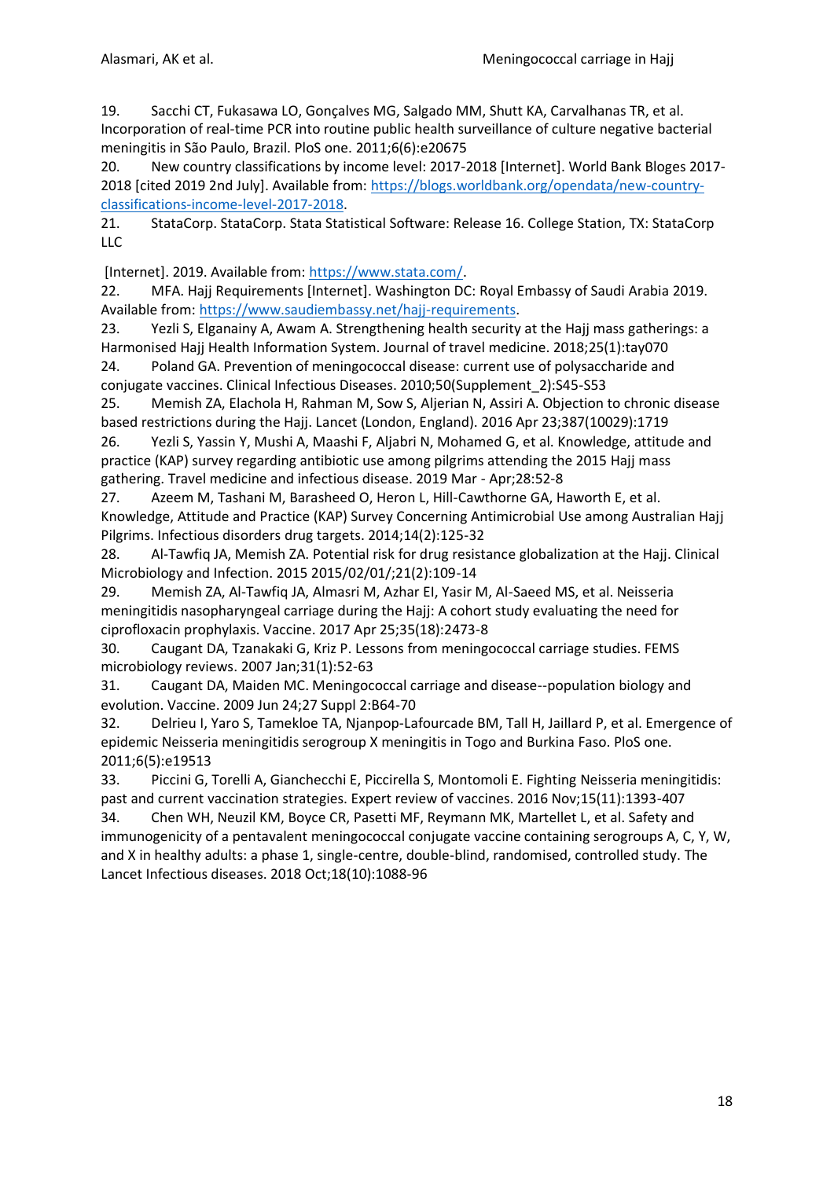19. Sacchi CT, Fukasawa LO, Gonçalves MG, Salgado MM, Shutt KA, Carvalhanas TR, et al. Incorporation of real-time PCR into routine public health surveillance of culture negative bacterial meningitis in São Paulo, Brazil. PloS one. 2011;6(6):e20675

20. New country classifications by income level: 2017-2018 [Internet]. World Bank Bloges 2017-2018 [cited 2019 2nd July]. Available from: https://blogs.worldbank.org/opendata/new-country-classifications-income-level-2017-2018.

21. StataCorp. StataCorp. Stata Statistical Software: Release 16. College Station, TX: StataCorp LLC [Internet]. 2019. Available from: https://www.stata.com/.

22. MFA. Hajj Requirements [Internet]. Washington DC: Royal Embassy of Saudi Arabia 2019. Available from: https://www.saudiembassy.net/hajj-requirements.

23. Yezli S, Elganainy A, Awam A. Strengthening health security at the Hajj mass gatherings: a Harmonised Hajj Health Information System. Journal of travel medicine. 2018;25(1):tay070

24. Poland GA. Prevention of meningococcal disease: current use of polysaccharide and conjugate vaccines. Clinical Infectious Diseases. 2010;50(Supplement_2):S45-S53

25. Memish ZA, Elachola H, Rahman M, Sow S, Aljerian N, Assiri A. Objection to chronic disease based restrictions during the Hajj. Lancet (London, England). 2016 Apr 23;387(10029):1719

26. Yezli S, Yassin Y, Mushi A, Maashi F, Aljabri N, Mohamed G, et al. Knowledge, attitude and practice (KAP) survey regarding antibiotic use among pilgrims attending the 2015 Hajj mass gathering. Travel medicine and infectious disease. 2019 Mar - Apr;28:52-8

27. Azeem M, Tashani M, Barasheed O, Heron L, Hill-Cawthorne GA, Haworth E, et al. Knowledge, Attitude and Practice (KAP) Survey Concerning Antimicrobial Use among Australian Hajj Pilgrims. Infectious disorders drug targets. 2014;14(2):125-32

28. Al-Tawfiq JA, Memish ZA. Potential risk for drug resistance globalization at the Hajj. Clinical Microbiology and Infection. 2015 2015/02/01/;21(2):109-14

29. Memish ZA, Al-Tawfiq JA, Almasri M, Azhar EI, Yasir M, Al-Saeed MS, et al. Neisseria meningitidis nasopharyngeal carriage during the Hajj: A cohort study evaluating the need for ciprofloxacin prophylaxis. Vaccine. 2017 Apr 25;35(18):2473-8

30. Caugant DA, Tzanakaki G, Kriz P. Lessons from meningococcal carriage studies. FEMS microbiology reviews. 2007 Jan;31(1):52-63

31. Caugant DA, Maiden MC. Meningococcal carriage and disease--population biology and evolution. Vaccine. 2009 Jun 24;27 Suppl 2:B64-70

32. Delrieu I, Yaro S, Tamekloe TA, Njanpop-Lafourcade BM, Tall H, Jaillard P, et al. Emergence of epidemic Neisseria meningitidis serogroup X meningitis in Togo and Burkina Faso. PloS one. 2011;6(5):e19513

33. Piccini G, Torelli A, Gianchecchi E, Piccirella S, Montomoli E. Fighting Neisseria meningitidis: past and current vaccination strategies. Expert review of vaccines. 2016 Nov;15(11):1393-407

34. Chen WH, Neuzil KM, Boyce CR, Pasetti MF, Reymann MK, Martellet L, et al. Safety and immunogenicity of a pentavalent meningococcal conjugate vaccine containing serogroups A, C, Y, W, and X in healthy adults: a phase 1, single-centre, double-blind, randomised, controlled study. The Lancet Infectious diseases. 2018 Oct;18(10):1088-96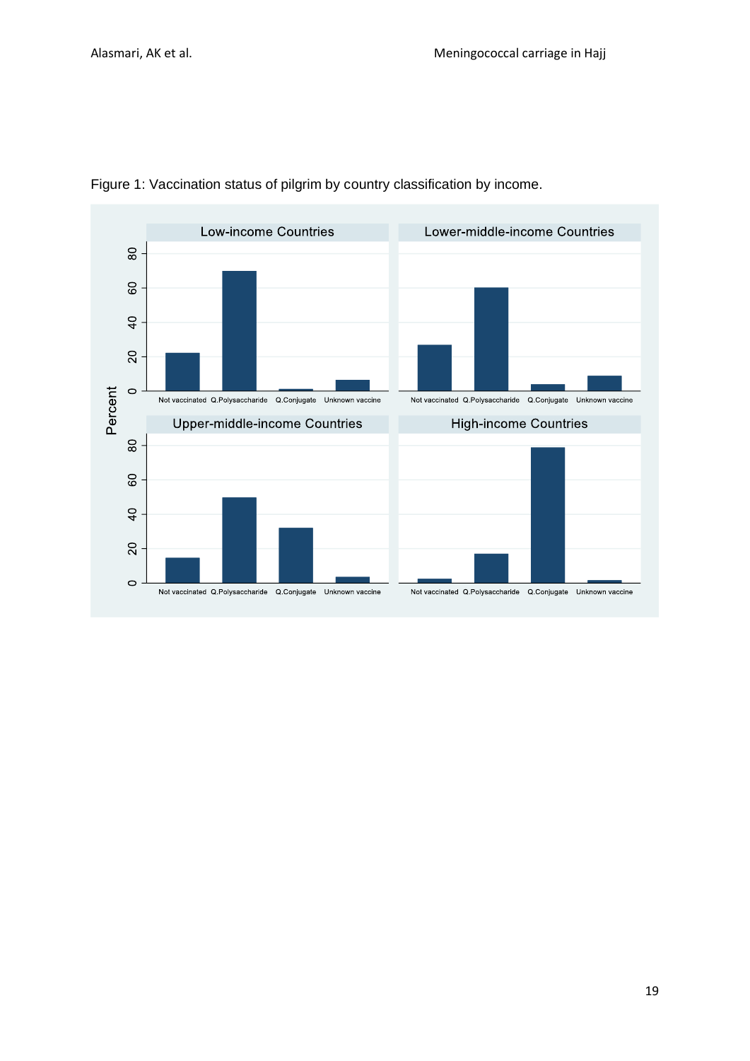Figure 1: Vaccination status of pilgrim by country classification by income.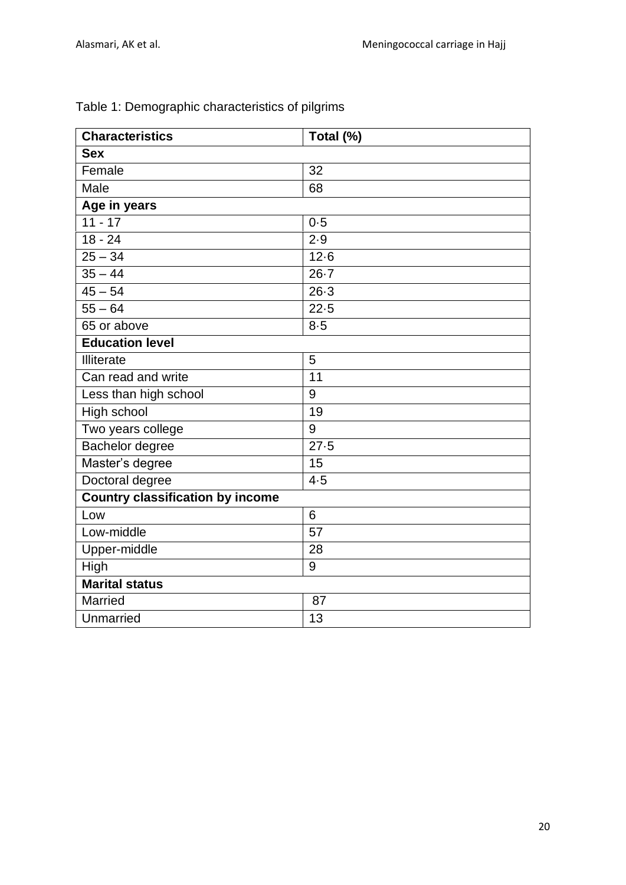Table 1: Demographic characteristics of pilgrims

| Characteristics | Total (%) |
|---|---|
| **Sex** | |
| Female | 32 |
| Male | 68 |
| **Age in years** | |
| 11 - 17 | 0·5 |
| 18 - 24 | 2·9 |
| 25 – 34 | 12·6 |
| 35 – 44 | 26·7 |
| 45 – 54 | 26·3 |
| 55 – 64 | 22·5 |
| 65 or above | 8·5 |
| **Education level** | |
| Illiterate | 5 |
| Can read and write | 11 |
| Less than high school | 9 |
| High school | 19 |
| Two years college | 9 |
| Bachelor degree | 27·5 |
| Master's degree | 15 |
| Doctoral degree | 4·5 |
| **Country classification by income** | |
| Low | 6 |
| Low-middle | 57 |
| Upper-middle | 28 |
| High | 9 |
| **Marital status** | |
| Married | 87 |
| Unmarried | 13 |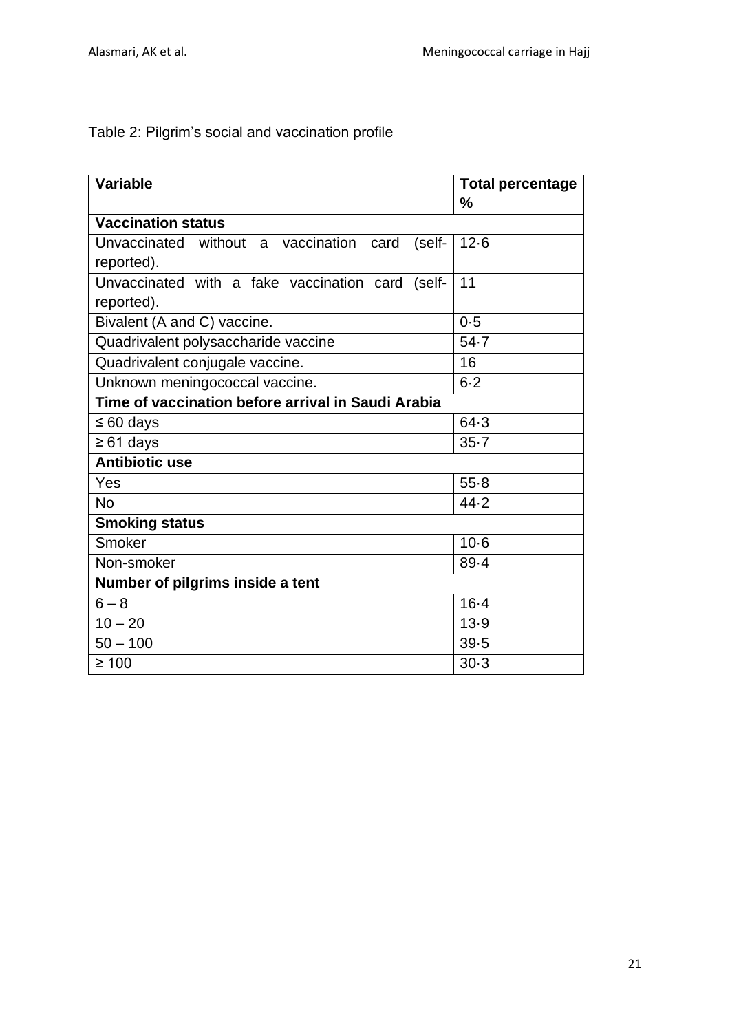Table 2: Pilgrim's social and vaccination profile

| Variable | Total percentage % |
|---|---|
| **Vaccination status** | |
| Unvaccinated without a vaccination card (self-reported). | 12·6 |
| Unvaccinated with a fake vaccination card (self-reported). | 11 |
| Bivalent (A and C) vaccine. | 0·5 |
| Quadrivalent polysaccharide vaccine | 54·7 |
| Quadrivalent conjugale vaccine. | 16 |
| Unknown meningococcal vaccine. | 6·2 |
| **Time of vaccination before arrival in Saudi Arabia** | |
| ≤ 60 days | 64·3 |
| ≥ 61 days | 35·7 |
| **Antibiotic use** | |
| Yes | 55·8 |
| No | 44·2 |
| **Smoking status** | |
| Smoker | 10·6 |
| Non-smoker | 89·4 |
| **Number of pilgrims inside a tent** | |
| 6 – 8 | 16·4 |
| 10 – 20 | 13·9 |
| 50 – 100 | 39·5 |
| ≥ 100 | 30·3 |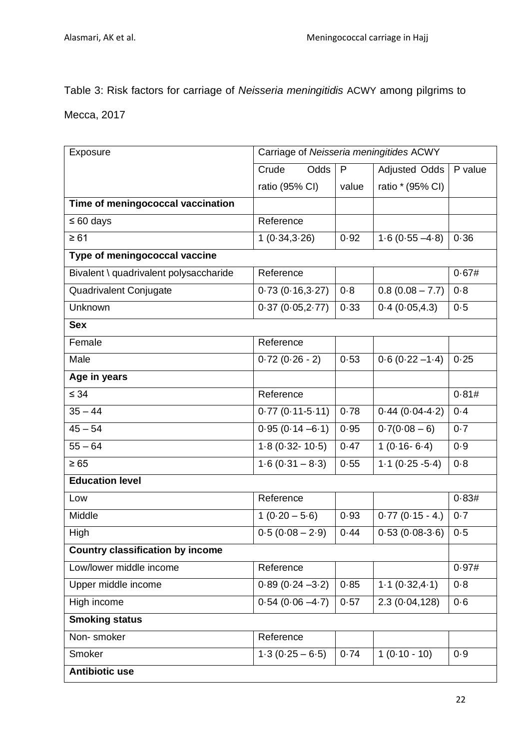Table 3: Risk factors for carriage of *Neisseria meningitidis* ACWY among pilgrims to Mecca, 2017

| Exposure | Carriage of *Neisseria meningitides* ACWY | | | |
|---|---|---|---|---|
| | Crude Odds ratio (95% CI) | P value | Adjusted Odds ratio * (95% CI) | P value |
| **Time of meningococcal vaccination** | | | | |
| ≤ 60 days | Reference | | | |
| ≥ 61 | 1 (0·34,3·26) | 0·92 | 1·6 (0·55 –4·8) | 0·36 |
| **Type of meningococcal vaccine** | | | | |
| Bivalent \ quadrivalent polysaccharide | Reference | | | 0·67# |
| Quadrivalent Conjugate | 0·73 (0·16,3·27) | 0·8 | 0.8 (0.08 – 7.7) | 0·8 |
| Unknown | 0·37 (0·05,2·77) | 0·33 | 0·4 (0·05,4.3) | 0·5 |
| **Sex** | | | | |
| Female | Reference | | | |
| Male | 0·72 (0·26 - 2) | 0·53 | 0·6 (0·22 –1·4) | 0·25 |
| **Age in years** | | | | |
| ≤ 34 | Reference | | | 0·81# |
| 35 – 44 | 0·77 (0·11-5·11) | 0·78 | 0·44 (0·04-4·2) | 0·4 |
| 45 – 54 | 0·95 (0·14 –6·1) | 0·95 | 0·7(0·08 – 6) | 0·7 |
| 55 – 64 | 1·8 (0·32- 10·5) | 0·47 | 1 (0·16- 6·4) | 0·9 |
| ≥ 65 | 1·6 (0·31 – 8·3) | 0·55 | 1·1 (0·25 -5·4) | 0·8 |
| **Education level** | | | | |
| Low | Reference | | | 0·83# |
| Middle | 1 (0·20 – 5·6) | 0·93 | 0·77 (0·15 - 4.) | 0·7 |
| High | 0·5 (0·08 – 2·9) | 0·44 | 0·53 (0·08-3·6) | 0·5 |
| **Country classification by income** | | | | |
| Low/lower middle income | Reference | | | 0·97# |
| Upper middle income | 0·89 (0·24 –3·2) | 0·85 | 1·1 (0·32,4·1) | 0·8 |
| High income | 0·54 (0·06 –4·7) | 0·57 | 2.3 (0·04,128) | 0·6 |
| **Smoking status** | | | | |
| Non- smoker | Reference | | | |
| Smoker | 1·3 (0·25 – 6·5) | 0·74 | 1 (0·10 - 10) | 0·9 |
| **Antibiotic use** | | | | |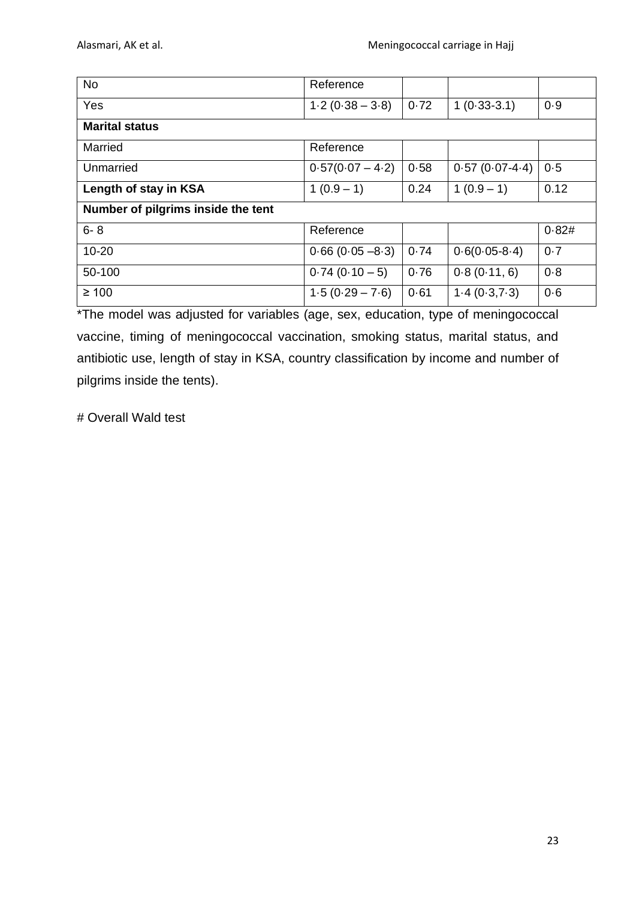| | | | | |
|---|---|---|---|---|
| No | Reference | | | |
| Yes | 1·2 (0·38 – 3·8) | 0·72 | 1 (0·33-3.1) | 0·9 |
| **Marital status** | | | | |
| Married | Reference | | | |
| Unmarried | 0·57(0·07 – 4·2) | 0·58 | 0·57 (0·07-4·4) | 0·5 |
| **Length of stay in KSA** | 1 (0.9 – 1) | 0.24 | 1 (0.9 – 1) | 0.12 |
| **Number of pilgrims inside the tent** | | | | |
| 6- 8 | Reference | | | 0·82# |
| 10-20 | 0·66 (0·05 –8·3) | 0·74 | 0·6(0·05-8·4) | 0·7 |
| 50-100 | 0·74 (0·10 – 5) | 0·76 | 0·8 (0·11, 6) | 0·8 |
| ≥ 100 | 1·5 (0·29 – 7·6) | 0·61 | 1·4 (0·3,7·3) | 0·6 |

*The model was adjusted for variables (age, sex, education, type of meningococcal vaccine, timing of meningococcal vaccination, smoking status, marital status, and antibiotic use, length of stay in KSA, country classification by income and number of pilgrims inside the tents).

# Overall Wald test